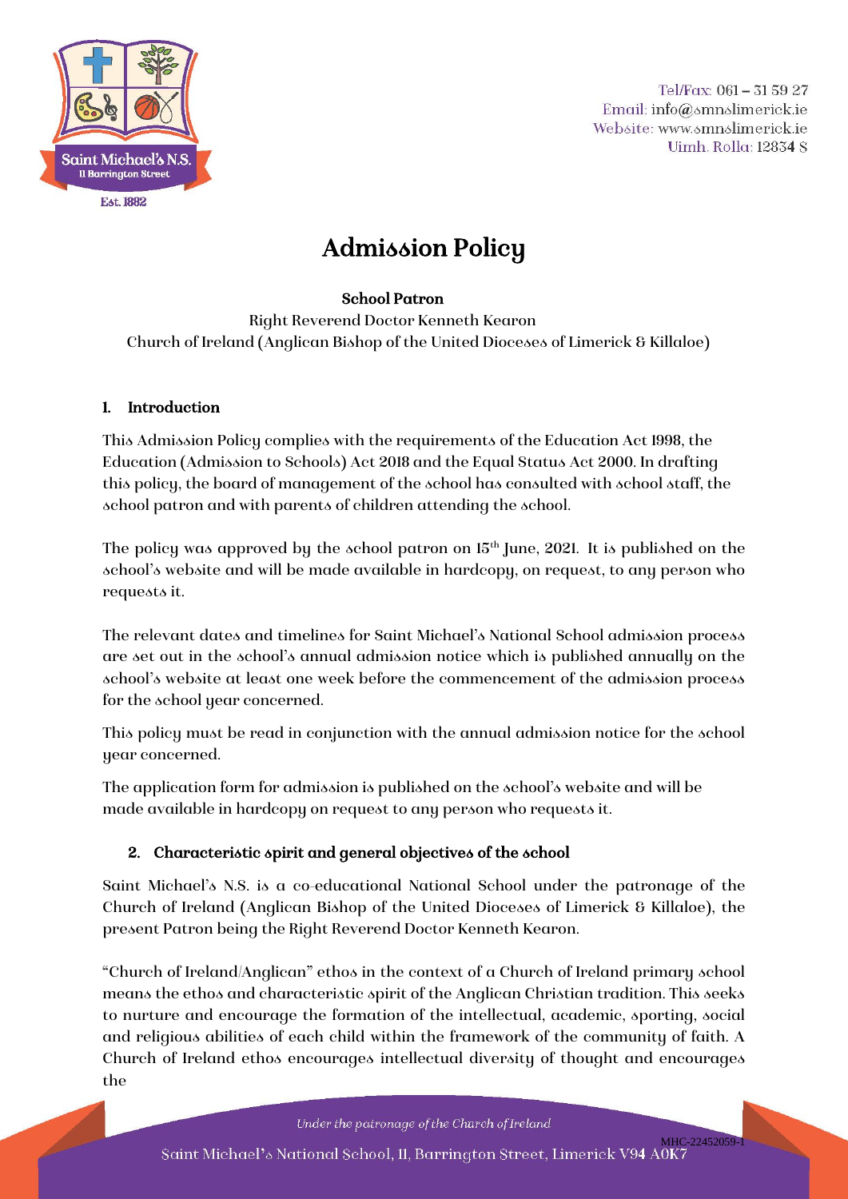Tel/Fax: 061 – 31 59 27
Email: info@smnslimerick.ie
Website: www.smnslimerick.ie
Uimh. Rolla: 12834 S

# Admission Policy

**School Patron**

Right Reverend Doctor Kenneth Kearon
Church of Ireland (Anglican Bishop of the United Dioceses of Limerick & Killaloe)

## 1. Introduction

This Admission Policy complies with the requirements of the Education Act 1998, the Education (Admission to Schools) Act 2018 and the Equal Status Act 2000. In drafting this policy, the board of management of the school has consulted with school staff, the school patron and with parents of children attending the school.

The policy was approved by the school patron on 15th June, 2021. It is published on the school's website and will be made available in hardcopy, on request, to any person who requests it.

The relevant dates and timelines for Saint Michael's National School admission process are set out in the school's annual admission notice which is published annually on the school's website at least one week before the commencement of the admission process for the school year concerned.

This policy must be read in conjunction with the annual admission notice for the school year concerned.

The application form for admission is published on the school's website and will be made available in hardcopy on request to any person who requests it.

## 2. Characteristic spirit and general objectives of the school

Saint Michael's N.S. is a co-educational National School under the patronage of the Church of Ireland (Anglican Bishop of the United Dioceses of Limerick & Killaloe), the present Patron being the Right Reverend Doctor Kenneth Kearon.

"Church of Ireland/Anglican" ethos in the context of a Church of Ireland primary school means the ethos and characteristic spirit of the Anglican Christian tradition. This seeks to nurture and encourage the formation of the intellectual, academic, sporting, social and religious abilities of each child within the framework of the community of faith. A Church of Ireland ethos encourages intellectual diversity of thought and encourages the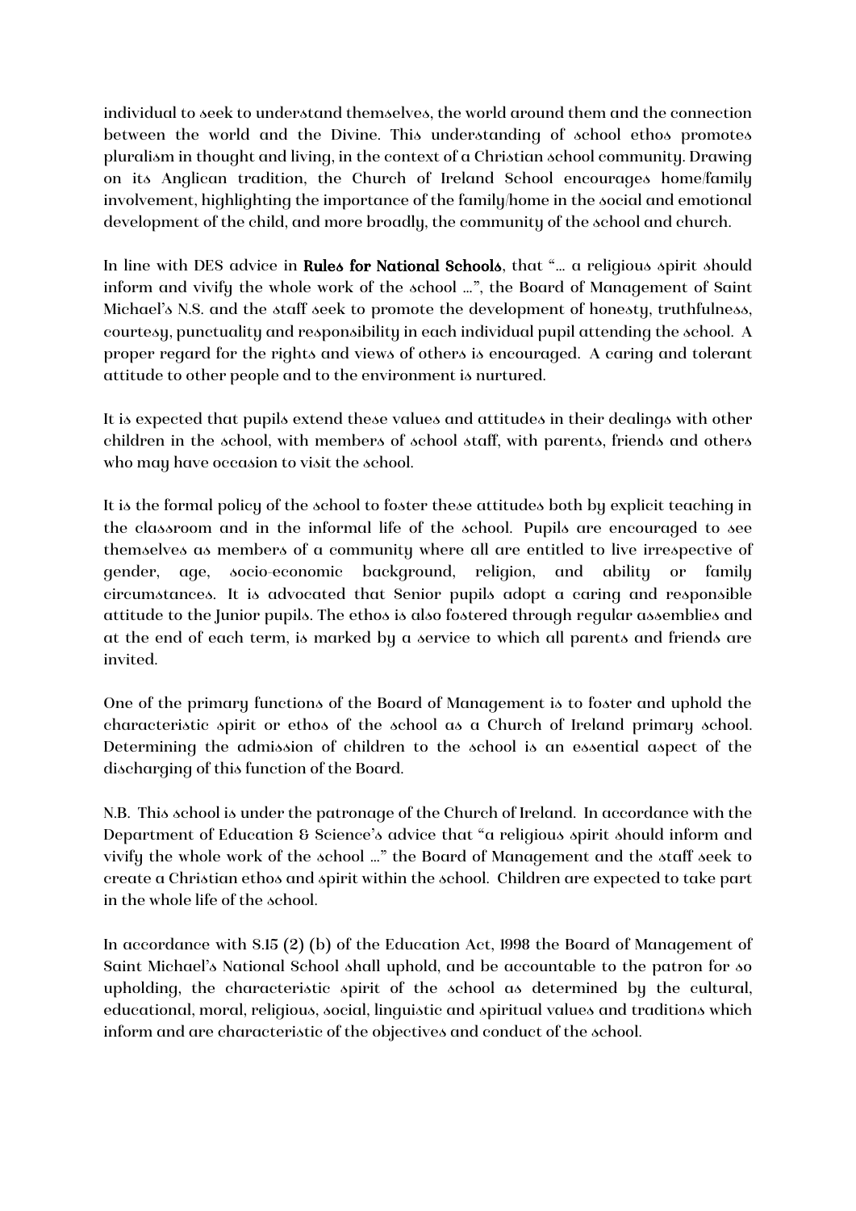individual to seek to understand themselves, the world around them and the connection between the world and the Divine. This understanding of school ethos promotes pluralism in thought and living, in the context of a Christian school community. Drawing on its Anglican tradition, the Church of Ireland School encourages home/family involvement, highlighting the importance of the family/home in the social and emotional development of the child, and more broadly, the community of the school and church.

In line with DES advice in **Rules for National Schools**, that "… a religious spirit should inform and vivify the whole work of the school …", the Board of Management of Saint Michael's N.S. and the staff seek to promote the development of honesty, truthfulness, courtesy, punctuality and responsibility in each individual pupil attending the school. A proper regard for the rights and views of others is encouraged. A caring and tolerant attitude to other people and to the environment is nurtured.

It is expected that pupils extend these values and attitudes in their dealings with other children in the school, with members of school staff, with parents, friends and others who may have occasion to visit the school.

It is the formal policy of the school to foster these attitudes both by explicit teaching in the classroom and in the informal life of the school. Pupils are encouraged to see themselves as members of a community where all are entitled to live irrespective of gender, age, socio-economic background, religion, and ability or family circumstances. It is advocated that Senior pupils adopt a caring and responsible attitude to the Junior pupils. The ethos is also fostered through regular assemblies and at the end of each term, is marked by a service to which all parents and friends are invited.

One of the primary functions of the Board of Management is to foster and uphold the characteristic spirit or ethos of the school as a Church of Ireland primary school. Determining the admission of children to the school is an essential aspect of the discharging of this function of the Board.

N.B. This school is under the patronage of the Church of Ireland. In accordance with the Department of Education & Science's advice that "a religious spirit should inform and vivify the whole work of the school …" the Board of Management and the staff seek to create a Christian ethos and spirit within the school. Children are expected to take part in the whole life of the school.

In accordance with S.15 (2) (b) of the Education Act, 1998 the Board of Management of Saint Michael's National School shall uphold, and be accountable to the patron for so upholding, the characteristic spirit of the school as determined by the cultural, educational, moral, religious, social, linguistic and spiritual values and traditions which inform and are characteristic of the objectives and conduct of the school.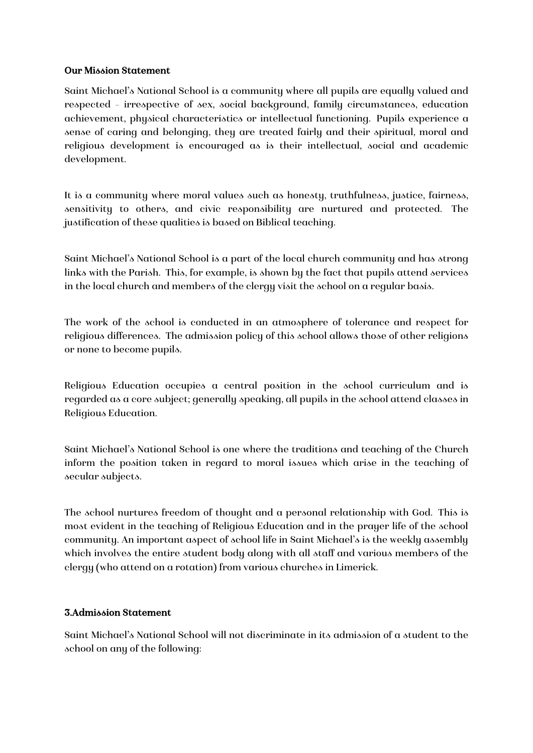**Our Mission Statement**

Saint Michael's National School is a community where all pupils are equally valued and respected – irrespective of sex, social background, family circumstances, education achievement, physical characteristics or intellectual functioning. Pupils experience a sense of caring and belonging, they are treated fairly and their spiritual, moral and religious development is encouraged as is their intellectual, social and academic development.

It is a community where moral values such as honesty, truthfulness, justice, fairness, sensitivity to others, and civic responsibility are nurtured and protected. The justification of these qualities is based on Biblical teaching.

Saint Michael's National School is a part of the local church community and has strong links with the Parish. This, for example, is shown by the fact that pupils attend services in the local church and members of the clergy visit the school on a regular basis.

The work of the school is conducted in an atmosphere of tolerance and respect for religious differences. The admission policy of this school allows those of other religions or none to become pupils.

Religious Education occupies a central position in the school curriculum and is regarded as a core subject; generally speaking, all pupils in the school attend classes in Religious Education.

Saint Michael's National School is one where the traditions and teaching of the Church inform the position taken in regard to moral issues which arise in the teaching of secular subjects.

The school nurtures freedom of thought and a personal relationship with God. This is most evident in the teaching of Religious Education and in the prayer life of the school community. An important aspect of school life in Saint Michael's is the weekly assembly which involves the entire student body along with all staff and various members of the clergy (who attend on a rotation) from various churches in Limerick.

**3.Admission Statement**

Saint Michael's National School will not discriminate in its admission of a student to the school on any of the following: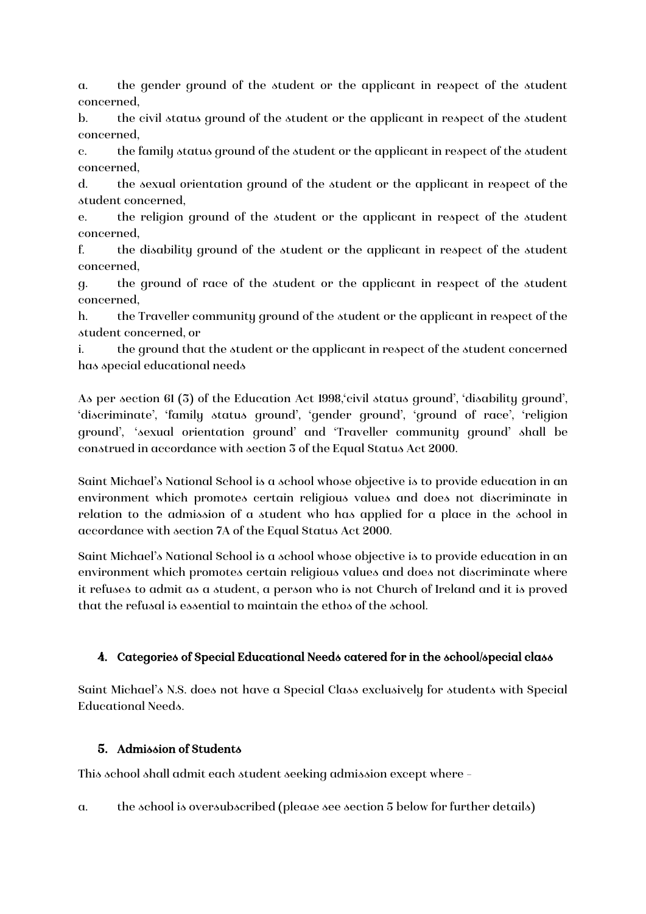a. the gender ground of the student or the applicant in respect of the student concerned,

b. the civil status ground of the student or the applicant in respect of the student concerned,

c. the family status ground of the student or the applicant in respect of the student concerned,

d. the sexual orientation ground of the student or the applicant in respect of the student concerned,

e. the religion ground of the student or the applicant in respect of the student concerned,

f. the disability ground of the student or the applicant in respect of the student concerned,

g. the ground of race of the student or the applicant in respect of the student concerned,

h. the Traveller community ground of the student or the applicant in respect of the student concerned, or

i. the ground that the student or the applicant in respect of the student concerned has special educational needs

As per section 61 (3) of the Education Act 1998,'civil status ground', 'disability ground', 'discriminate', 'family status ground', 'gender ground', 'ground of race', 'religion ground', 'sexual orientation ground' and 'Traveller community ground' shall be construed in accordance with section 3 of the Equal Status Act 2000.

Saint Michael's National School is a school whose objective is to provide education in an environment which promotes certain religious values and does not discriminate in relation to the admission of a student who has applied for a place in the school in accordance with section 7A of the Equal Status Act 2000.

Saint Michael's National School is a school whose objective is to provide education in an environment which promotes certain religious values and does not discriminate where it refuses to admit as a student, a person who is not Church of Ireland and it is proved that the refusal is essential to maintain the ethos of the school.

## 4. Categories of Special Educational Needs catered for in the school/special class

Saint Michael's N.S. does not have a Special Class exclusively for students with Special Educational Needs.

## 5. Admission of Students

This school shall admit each student seeking admission except where –

a. the school is oversubscribed (please see section 5 below for further details)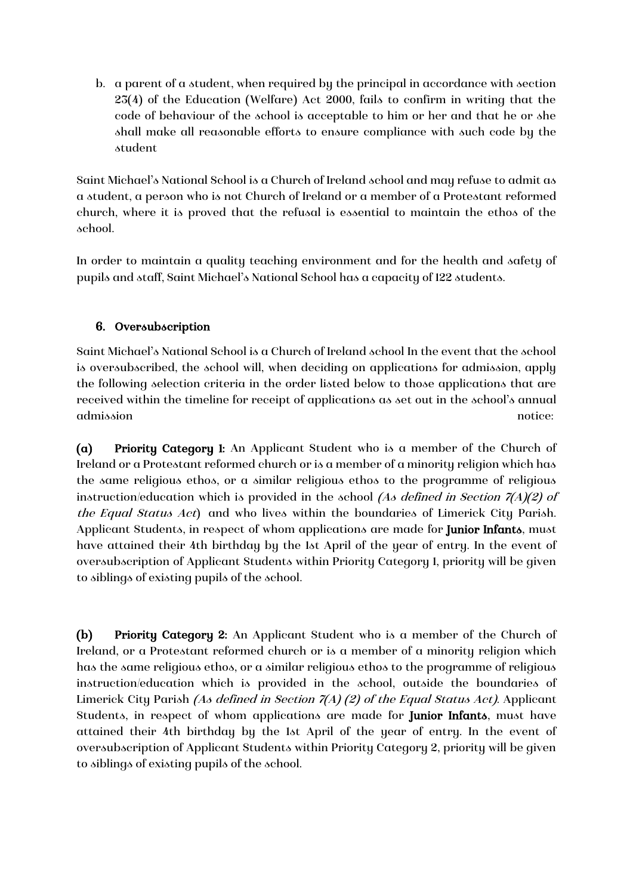b. a parent of a student, when required by the principal in accordance with section 23(4) of the Education (Welfare) Act 2000, fails to confirm in writing that the code of behaviour of the school is acceptable to him or her and that he or she shall make all reasonable efforts to ensure compliance with such code by the student

Saint Michael's National School is a Church of Ireland school and may refuse to admit as a student, a person who is not Church of Ireland or a member of a Protestant reformed church, where it is proved that the refusal is essential to maintain the ethos of the school.

In order to maintain a quality teaching environment and for the health and safety of pupils and staff, Saint Michael's National School has a capacity of 122 students.

## 6. Oversubscription

Saint Michael's National School is a Church of Ireland school In the event that the school is oversubscribed, the school will, when deciding on applications for admission, apply the following selection criteria in the order listed below to those applications that are received within the timeline for receipt of applications as set out in the school's annual admission notice:

**(a) Priority Category 1:** An Applicant Student who is a member of the Church of Ireland or a Protestant reformed church or is a member of a minority religion which has the same religious ethos, or a similar religious ethos to the programme of religious instruction/education which is provided in the school *(As defined in Section 7(A)(2) of the Equal Status Act)* and who lives within the boundaries of Limerick City Parish. Applicant Students, in respect of whom applications are made for **Junior Infants**, must have attained their 4th birthday by the 1st April of the year of entry. In the event of oversubscription of Applicant Students within Priority Category 1, priority will be given to siblings of existing pupils of the school.

**(b) Priority Category 2:** An Applicant Student who is a member of the Church of Ireland, or a Protestant reformed church or is a member of a minority religion which has the same religious ethos, or a similar religious ethos to the programme of religious instruction/education which is provided in the school, outside the boundaries of Limerick City Parish *(As defined in Section 7(A) (2) of the Equal Status Act)*. Applicant Students, in respect of whom applications are made for **Junior Infants**, must have attained their 4th birthday by the 1st April of the year of entry. In the event of oversubscription of Applicant Students within Priority Category 2, priority will be given to siblings of existing pupils of the school.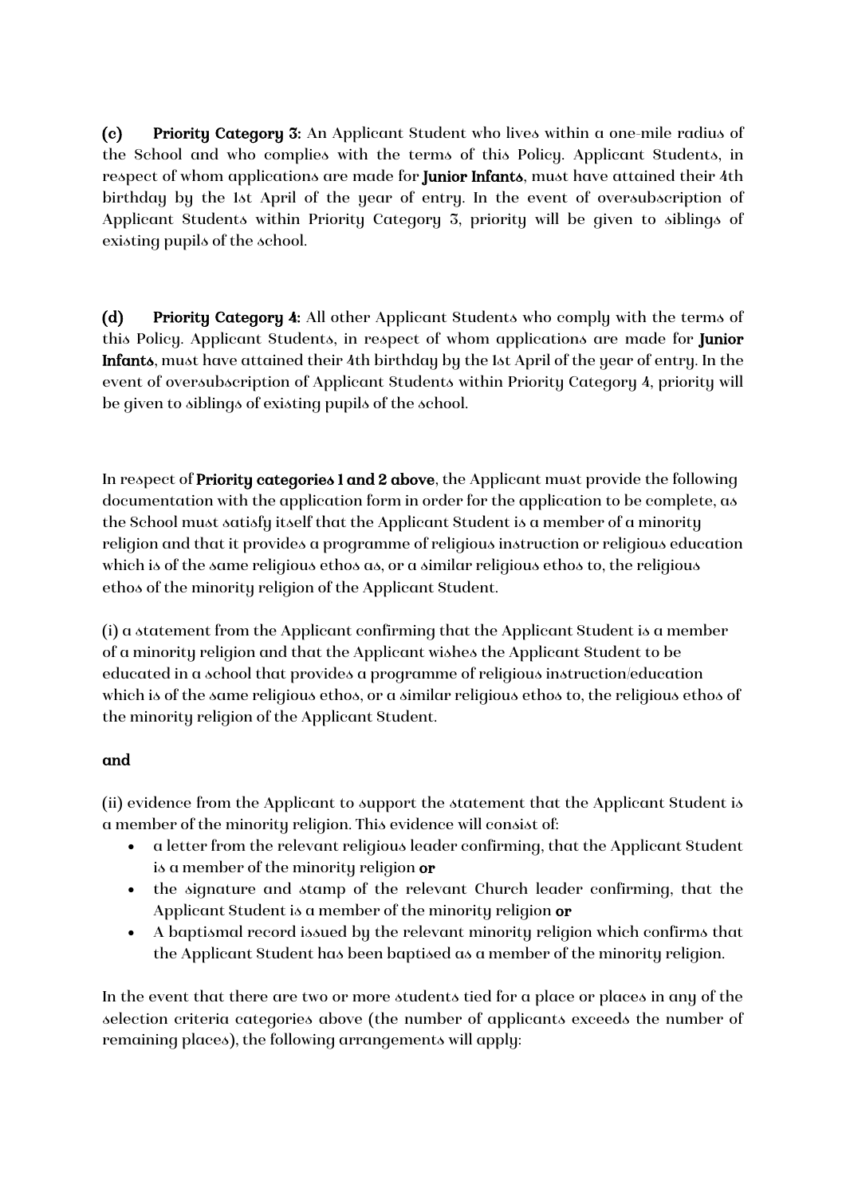**(c)** **Priority Category 3:** An Applicant Student who lives within a one-mile radius of the School and who complies with the terms of this Policy. Applicant Students, in respect of whom applications are made for **Junior Infants**, must have attained their 4th birthday by the 1st April of the year of entry. In the event of oversubscription of Applicant Students within Priority Category 3, priority will be given to siblings of existing pupils of the school.

**(d)** **Priority Category 4:** All other Applicant Students who comply with the terms of this Policy. Applicant Students, in respect of whom applications are made for **Junior Infants**, must have attained their 4th birthday by the 1st April of the year of entry. In the event of oversubscription of Applicant Students within Priority Category 4, priority will be given to siblings of existing pupils of the school.

In respect of **Priority categories 1 and 2 above**, the Applicant must provide the following documentation with the application form in order for the application to be complete, as the School must satisfy itself that the Applicant Student is a member of a minority religion and that it provides a programme of religious instruction or religious education which is of the same religious ethos as, or a similar religious ethos to, the religious ethos of the minority religion of the Applicant Student.

(i) a statement from the Applicant confirming that the Applicant Student is a member of a minority religion and that the Applicant wishes the Applicant Student to be educated in a school that provides a programme of religious instruction/education which is of the same religious ethos, or a similar religious ethos to, the religious ethos of the minority religion of the Applicant Student.

**and**

(ii) evidence from the Applicant to support the statement that the Applicant Student is a member of the minority religion. This evidence will consist of:

- a letter from the relevant religious leader confirming, that the Applicant Student is a member of the minority religion **or**
- the signature and stamp of the relevant Church leader confirming, that the Applicant Student is a member of the minority religion **or**
- A baptismal record issued by the relevant minority religion which confirms that the Applicant Student has been baptised as a member of the minority religion.

In the event that there are two or more students tied for a place or places in any of the selection criteria categories above (the number of applicants exceeds the number of remaining places), the following arrangements will apply: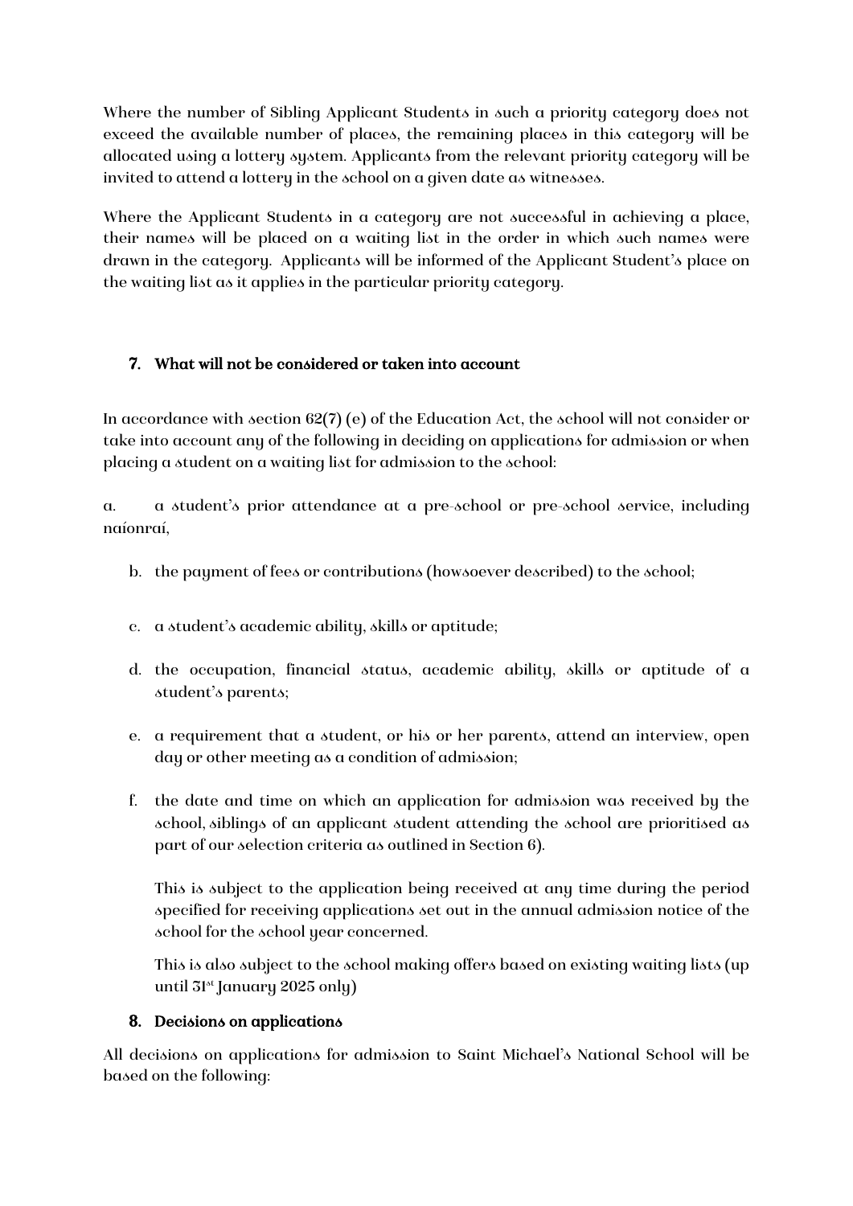Where the number of Sibling Applicant Students in such a priority category does not exceed the available number of places, the remaining places in this category will be allocated using a lottery system. Applicants from the relevant priority category will be invited to attend a lottery in the school on a given date as witnesses.

Where the Applicant Students in a category are not successful in achieving a place, their names will be placed on a waiting list in the order in which such names were drawn in the category. Applicants will be informed of the Applicant Student's place on the waiting list as it applies in the particular priority category.

## 7. What will not be considered or taken into account

In accordance with section 62(7) (e) of the Education Act, the school will not consider or take into account any of the following in deciding on applications for admission or when placing a student on a waiting list for admission to the school:

a. a student's prior attendance at a pre-school or pre-school service, including naíonraí,

b. the payment of fees or contributions (howsoever described) to the school;

c. a student's academic ability, skills or aptitude;

d. the occupation, financial status, academic ability, skills or aptitude of a student's parents;

e. a requirement that a student, or his or her parents, attend an interview, open day or other meeting as a condition of admission;

f. the date and time on which an application for admission was received by the school, siblings of an applicant student attending the school are prioritised as part of our selection criteria as outlined in Section 6).

   This is subject to the application being received at any time during the period specified for receiving applications set out in the annual admission notice of the school for the school year concerned.

   This is also subject to the school making offers based on existing waiting lists (up until 31st January 2025 only)

## 8. Decisions on applications

All decisions on applications for admission to Saint Michael's National School will be based on the following: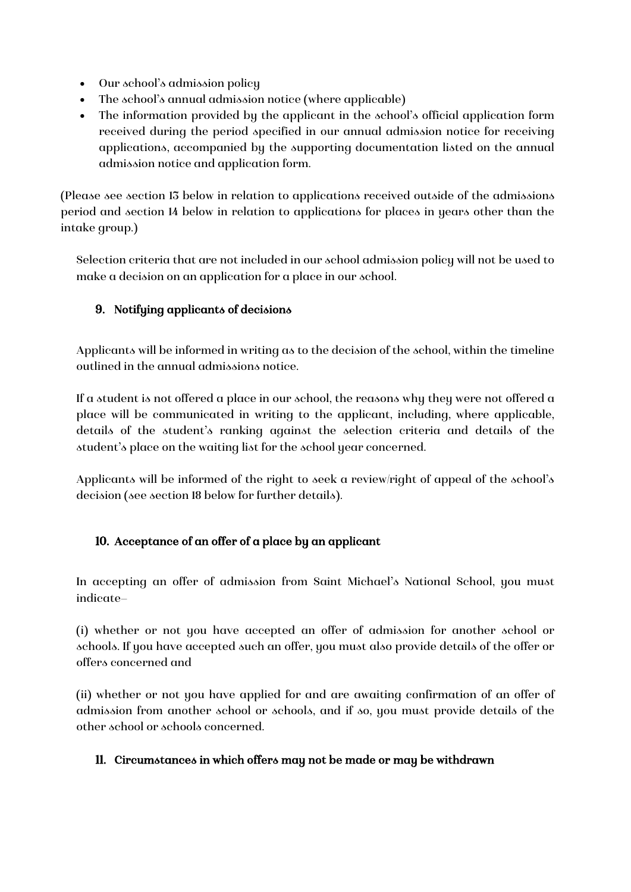- Our school's admission policy
- The school's annual admission notice (where applicable)
- The information provided by the applicant in the school's official application form received during the period specified in our annual admission notice for receiving applications, accompanied by the supporting documentation listed on the annual admission notice and application form.

(Please see section 13 below in relation to applications received outside of the admissions period and section 14 below in relation to applications for places in years other than the intake group.)

Selection criteria that are not included in our school admission policy will not be used to make a decision on an application for a place in our school.

## 9. Notifying applicants of decisions

Applicants will be informed in writing as to the decision of the school, within the timeline outlined in the annual admissions notice.

If a student is not offered a place in our school, the reasons why they were not offered a place will be communicated in writing to the applicant, including, where applicable, details of the student's ranking against the selection criteria and details of the student's place on the waiting list for the school year concerned.

Applicants will be informed of the right to seek a review/right of appeal of the school's decision (see section 18 below for further details).

## 10. Acceptance of an offer of a place by an applicant

In accepting an offer of admission from Saint Michael's National School, you must indicate—

(i) whether or not you have accepted an offer of admission for another school or schools. If you have accepted such an offer, you must also provide details of the offer or offers concerned and

(ii) whether or not you have applied for and are awaiting confirmation of an offer of admission from another school or schools, and if so, you must provide details of the other school or schools concerned.

## 11. Circumstances in which offers may not be made or may be withdrawn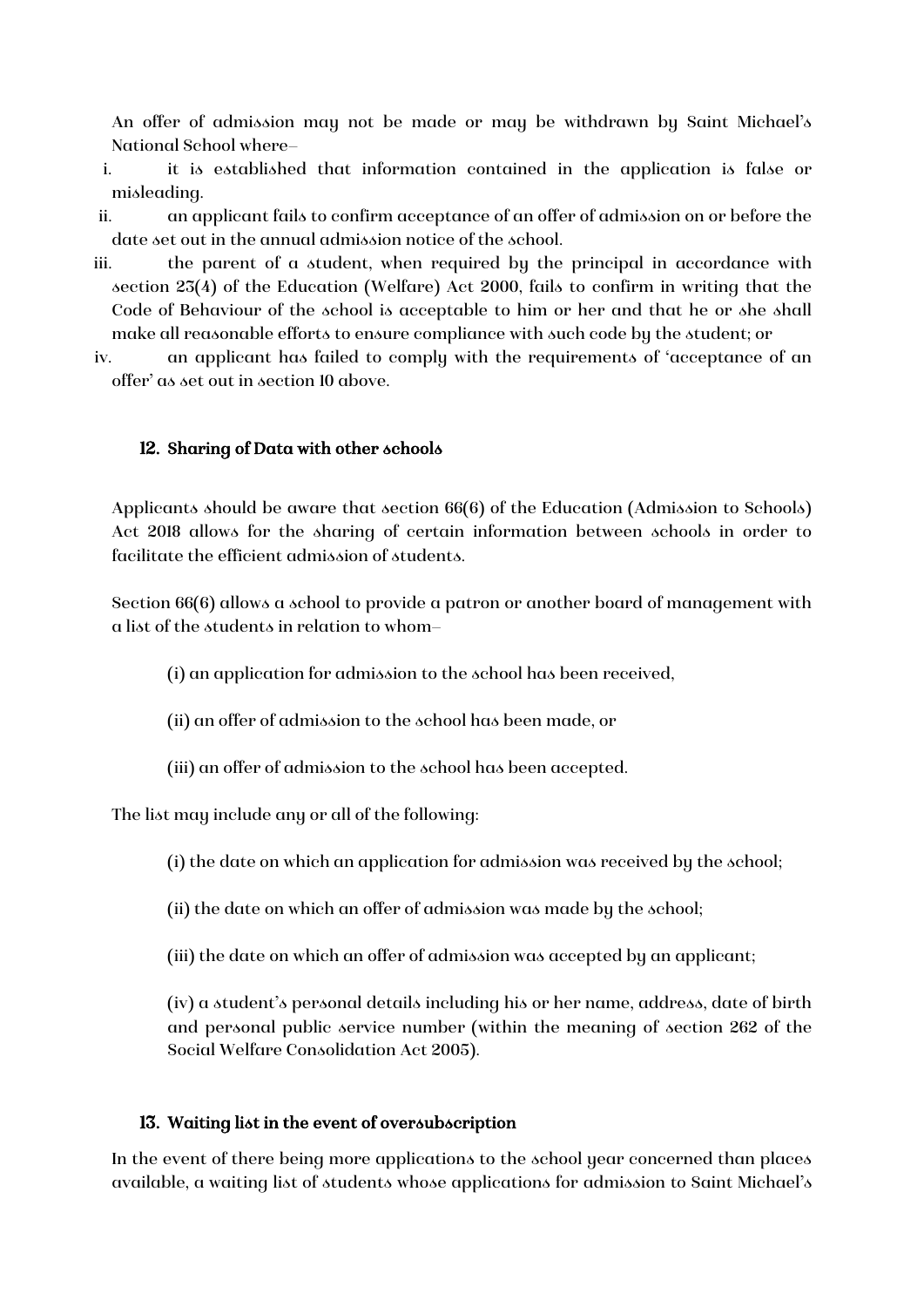An offer of admission may not be made or may be withdrawn by Saint Michael's National School where–

i. it is established that information contained in the application is false or misleading.
ii. an applicant fails to confirm acceptance of an offer of admission on or before the date set out in the annual admission notice of the school.
iii. the parent of a student, when required by the principal in accordance with section 23(4) of the Education (Welfare) Act 2000, fails to confirm in writing that the Code of Behaviour of the school is acceptable to him or her and that he or she shall make all reasonable efforts to ensure compliance with such code by the student; or
iv. an applicant has failed to comply with the requirements of 'acceptance of an offer' as set out in section 10 above.

## 12. Sharing of Data with other schools

Applicants should be aware that section 66(6) of the Education (Admission to Schools) Act 2018 allows for the sharing of certain information between schools in order to facilitate the efficient admission of students.

Section 66(6) allows a school to provide a patron or another board of management with a list of the students in relation to whom–

(i) an application for admission to the school has been received,

(ii) an offer of admission to the school has been made, or

(iii) an offer of admission to the school has been accepted.

The list may include any or all of the following:

(i) the date on which an application for admission was received by the school;

(ii) the date on which an offer of admission was made by the school;

(iii) the date on which an offer of admission was accepted by an applicant;

(iv) a student's personal details including his or her name, address, date of birth and personal public service number (within the meaning of section 262 of the Social Welfare Consolidation Act 2005).

## 13. Waiting list in the event of oversubscription

In the event of there being more applications to the school year concerned than places available, a waiting list of students whose applications for admission to Saint Michael's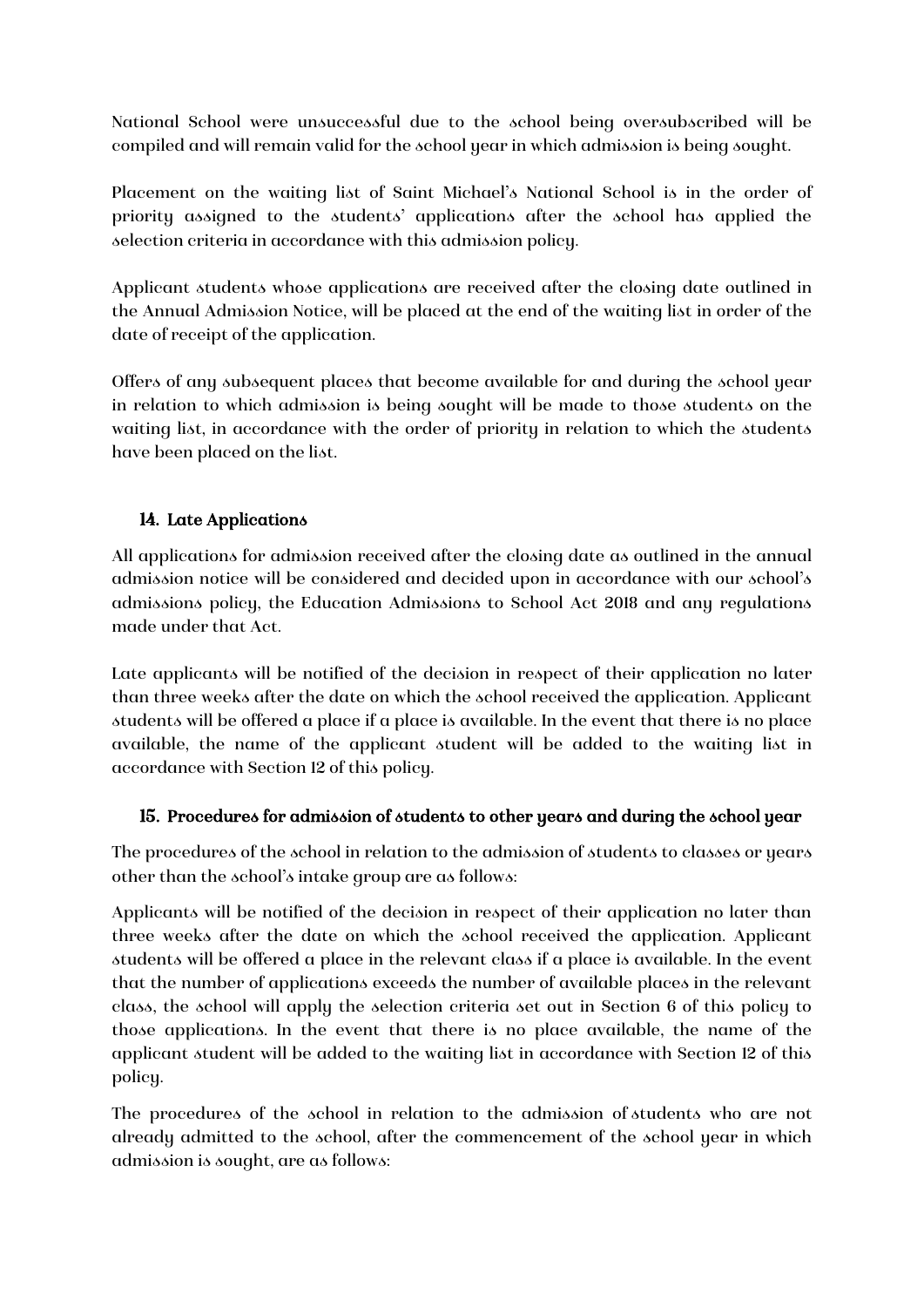National School were unsuccessful due to the school being oversubscribed will be compiled and will remain valid for the school year in which admission is being sought.

Placement on the waiting list of Saint Michael's National School is in the order of priority assigned to the students' applications after the school has applied the selection criteria in accordance with this admission policy.

Applicant students whose applications are received after the closing date outlined in the Annual Admission Notice, will be placed at the end of the waiting list in order of the date of receipt of the application.

Offers of any subsequent places that become available for and during the school year in relation to which admission is being sought will be made to those students on the waiting list, in accordance with the order of priority in relation to which the students have been placed on the list.

## 14. Late Applications

All applications for admission received after the closing date as outlined in the annual admission notice will be considered and decided upon in accordance with our school's admissions policy, the Education Admissions to School Act 2018 and any regulations made under that Act.

Late applicants will be notified of the decision in respect of their application no later than three weeks after the date on which the school received the application. Applicant students will be offered a place if a place is available. In the event that there is no place available, the name of the applicant student will be added to the waiting list in accordance with Section 12 of this policy.

## 15. Procedures for admission of students to other years and during the school year

The procedures of the school in relation to the admission of students to classes or years other than the school's intake group are as follows:

Applicants will be notified of the decision in respect of their application no later than three weeks after the date on which the school received the application. Applicant students will be offered a place in the relevant class if a place is available. In the event that the number of applications exceeds the number of available places in the relevant class, the school will apply the selection criteria set out in Section 6 of this policy to those applications. In the event that there is no place available, the name of the applicant student will be added to the waiting list in accordance with Section 12 of this policy.

The procedures of the school in relation to the admission of students who are not already admitted to the school, after the commencement of the school year in which admission is sought, are as follows: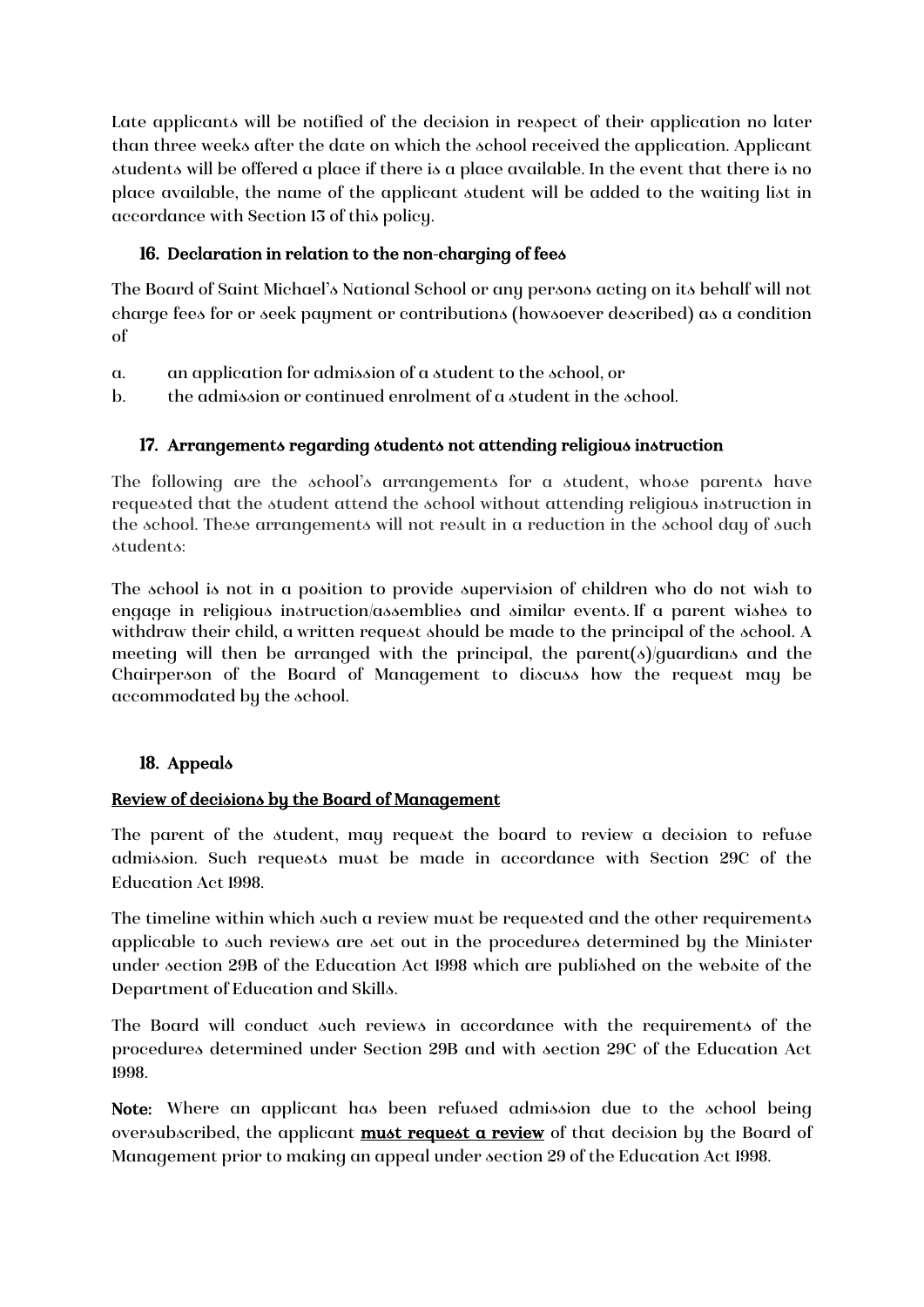Late applicants will be notified of the decision in respect of their application no later than three weeks after the date on which the school received the application. Applicant students will be offered a place if there is a place available. In the event that there is no place available, the name of the applicant student will be added to the waiting list in accordance with Section 13 of this policy.

### 16. Declaration in relation to the non-charging of fees

The Board of Saint Michael's National School or any persons acting on its behalf will not charge fees for or seek payment or contributions (howsoever described) as a condition of

a. an application for admission of a student to the school, or
b. the admission or continued enrolment of a student in the school.

### 17. Arrangements regarding students not attending religious instruction

The following are the school's arrangements for a student, whose parents have requested that the student attend the school without attending religious instruction in the school. These arrangements will not result in a reduction in the school day of such students:

The school is not in a position to provide supervision of children who do not wish to engage in religious instruction/assemblies and similar events. If a parent wishes to withdraw their child, a written request should be made to the principal of the school. A meeting will then be arranged with the principal, the parent(s)/guardians and the Chairperson of the Board of Management to discuss how the request may be accommodated by the school.

### 18. Appeals

**Review of decisions by the Board of Management**

The parent of the student, may request the board to review a decision to refuse admission. Such requests must be made in accordance with Section 29C of the Education Act 1998.

The timeline within which such a review must be requested and the other requirements applicable to such reviews are set out in the procedures determined by the Minister under section 29B of the Education Act 1998 which are published on the website of the Department of Education and Skills.

The Board will conduct such reviews in accordance with the requirements of the procedures determined under Section 29B and with section 29C of the Education Act 1998.

**Note:** Where an applicant has been refused admission due to the school being oversubscribed, the applicant **must request a review** of that decision by the Board of Management prior to making an appeal under section 29 of the Education Act 1998.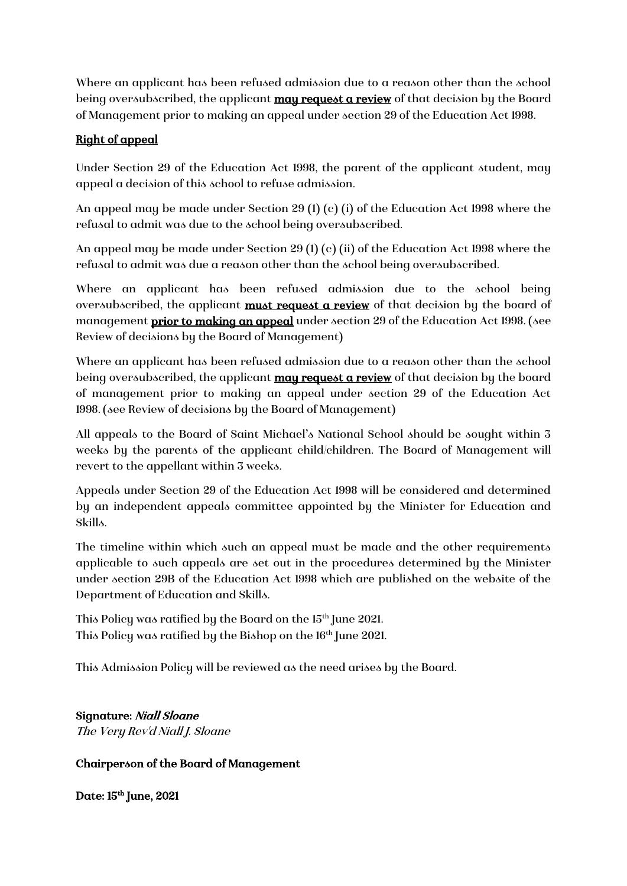Where an applicant has been refused admission due to a reason other than the school being oversubscribed, the applicant **may request a review** of that decision by the Board of Management prior to making an appeal under section 29 of the Education Act 1998.

## Right of appeal

Under Section 29 of the Education Act 1998, the parent of the applicant student, may appeal a decision of this school to refuse admission.

An appeal may be made under Section 29 (1) (c) (i) of the Education Act 1998 where the refusal to admit was due to the school being oversubscribed.

An appeal may be made under Section 29 (1) (c) (ii) of the Education Act 1998 where the refusal to admit was due a reason other than the school being oversubscribed.

Where an applicant has been refused admission due to the school being oversubscribed, the applicant **must request a review** of that decision by the board of management **prior to making an appeal** under section 29 of the Education Act 1998. (see Review of decisions by the Board of Management)

Where an applicant has been refused admission due to a reason other than the school being oversubscribed, the applicant **may request a review** of that decision by the board of management prior to making an appeal under section 29 of the Education Act 1998. (see Review of decisions by the Board of Management)

All appeals to the Board of Saint Michael's National School should be sought within 3 weeks by the parents of the applicant child/children. The Board of Management will revert to the appellant within 3 weeks.

Appeals under Section 29 of the Education Act 1998 will be considered and determined by an independent appeals committee appointed by the Minister for Education and Skills.

The timeline within which such an appeal must be made and the other requirements applicable to such appeals are set out in the procedures determined by the Minister under section 29B of the Education Act 1998 which are published on the website of the Department of Education and Skills.

This Policy was ratified by the Board on the 15th June 2021.
This Policy was ratified by the Bishop on the 16th June 2021.

This Admission Policy will be reviewed as the need arises by the Board.

**Signature:** ***Niall Sloane***
*The Very Rev'd Niall J. Sloane*

**Chairperson of the Board of Management**

**Date: 15th June, 2021**